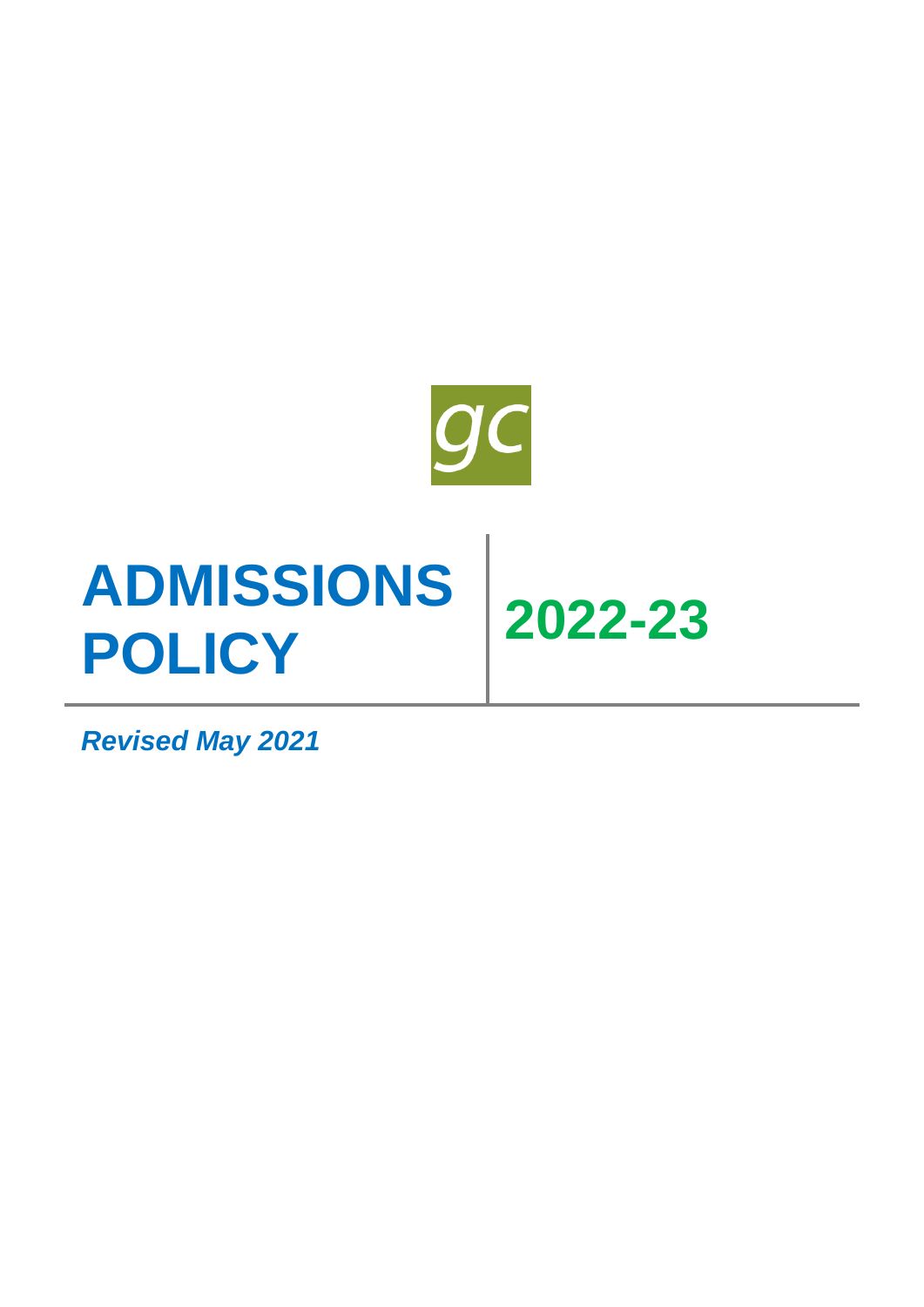gc

# ADMISSIONS POLICY

## 2022-23

***Revised May 2021***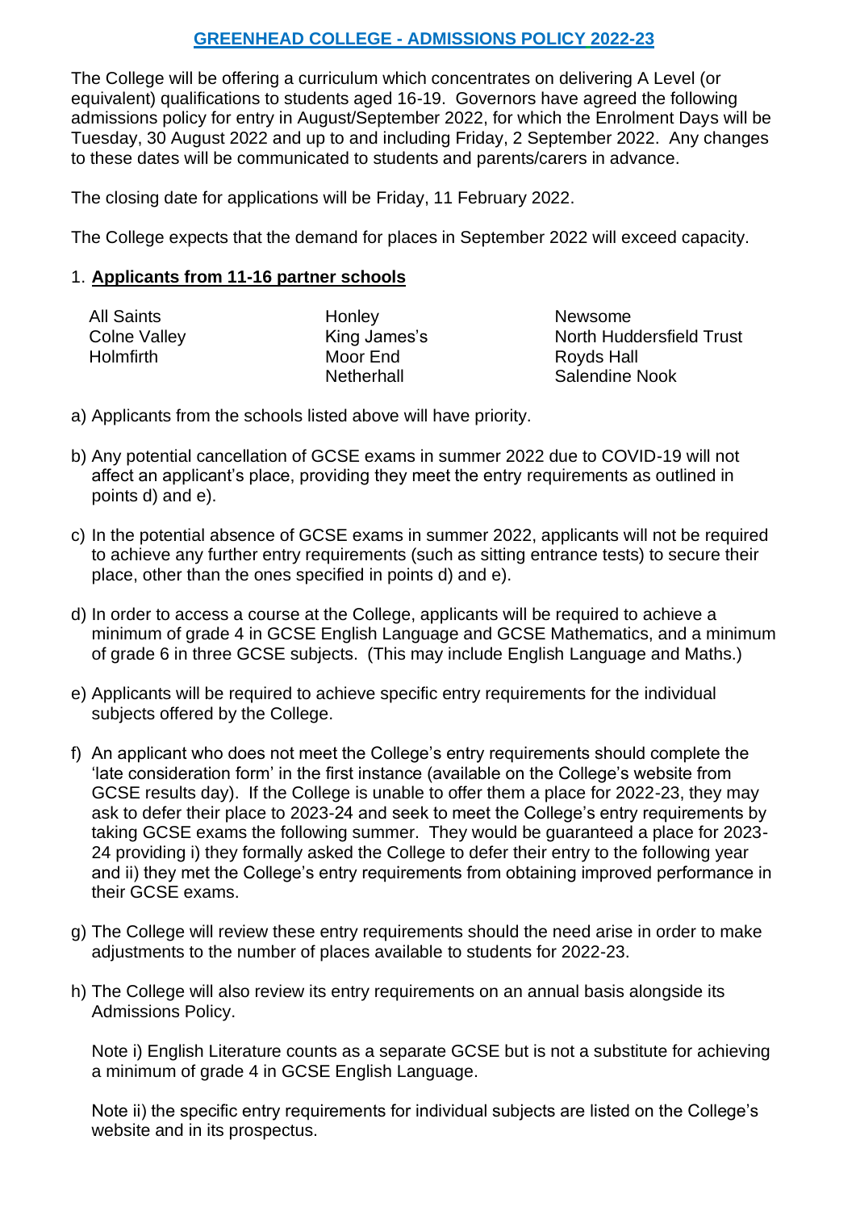# GREENHEAD COLLEGE - ADMISSIONS POLICY 2022-23

The College will be offering a curriculum which concentrates on delivering A Level (or equivalent) qualifications to students aged 16-19. Governors have agreed the following admissions policy for entry in August/September 2022, for which the Enrolment Days will be Tuesday, 30 August 2022 and up to and including Friday, 2 September 2022. Any changes to these dates will be communicated to students and parents/carers in advance.

The closing date for applications will be Friday, 11 February 2022.

The College expects that the demand for places in September 2022 will exceed capacity.

## 1. Applicants from 11-16 partner schools

| | | |
|---|---|---|
| All Saints | Honley | Newsome |
| Colne Valley | King James's | North Huddersfield Trust |
| Holmfirth | Moor End | Royds Hall |
| | Netherhall | Salendine Nook |

a) Applicants from the schools listed above will have priority.

b) Any potential cancellation of GCSE exams in summer 2022 due to COVID-19 will not affect an applicant's place, providing they meet the entry requirements as outlined in points d) and e).

c) In the potential absence of GCSE exams in summer 2022, applicants will not be required to achieve any further entry requirements (such as sitting entrance tests) to secure their place, other than the ones specified in points d) and e).

d) In order to access a course at the College, applicants will be required to achieve a minimum of grade 4 in GCSE English Language and GCSE Mathematics, and a minimum of grade 6 in three GCSE subjects. (This may include English Language and Maths.)

e) Applicants will be required to achieve specific entry requirements for the individual subjects offered by the College.

f) An applicant who does not meet the College's entry requirements should complete the 'late consideration form' in the first instance (available on the College's website from GCSE results day). If the College is unable to offer them a place for 2022-23, they may ask to defer their place to 2023-24 and seek to meet the College's entry requirements by taking GCSE exams the following summer. They would be guaranteed a place for 2023-24 providing i) they formally asked the College to defer their entry to the following year and ii) they met the College's entry requirements from obtaining improved performance in their GCSE exams.

g) The College will review these entry requirements should the need arise in order to make adjustments to the number of places available to students for 2022-23.

h) The College will also review its entry requirements on an annual basis alongside its Admissions Policy.

Note i) English Literature counts as a separate GCSE but is not a substitute for achieving a minimum of grade 4 in GCSE English Language.

Note ii) the specific entry requirements for individual subjects are listed on the College's website and in its prospectus.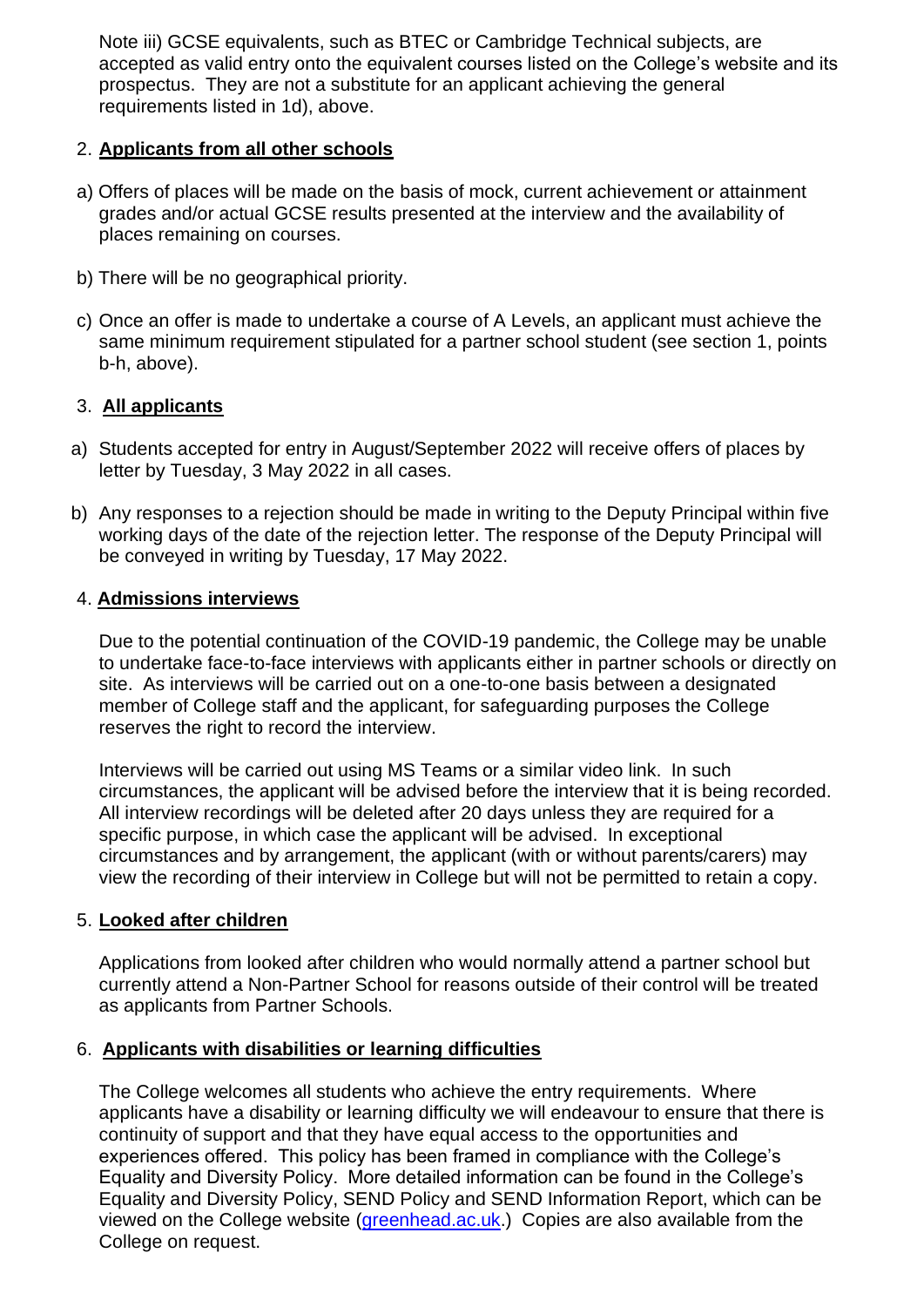Note iii) GCSE equivalents, such as BTEC or Cambridge Technical subjects, are accepted as valid entry onto the equivalent courses listed on the College's website and its prospectus. They are not a substitute for an applicant achieving the general requirements listed in 1d), above.

## 2. **Applicants from all other schools**

a) Offers of places will be made on the basis of mock, current achievement or attainment grades and/or actual GCSE results presented at the interview and the availability of places remaining on courses.

b) There will be no geographical priority.

c) Once an offer is made to undertake a course of A Levels, an applicant must achieve the same minimum requirement stipulated for a partner school student (see section 1, points b-h, above).

## 3. **All applicants**

a) Students accepted for entry in August/September 2022 will receive offers of places by letter by Tuesday, 3 May 2022 in all cases.

b) Any responses to a rejection should be made in writing to the Deputy Principal within five working days of the date of the rejection letter. The response of the Deputy Principal will be conveyed in writing by Tuesday, 17 May 2022.

## 4. **Admissions interviews**

Due to the potential continuation of the COVID-19 pandemic, the College may be unable to undertake face-to-face interviews with applicants either in partner schools or directly on site. As interviews will be carried out on a one-to-one basis between a designated member of College staff and the applicant, for safeguarding purposes the College reserves the right to record the interview.

Interviews will be carried out using MS Teams or a similar video link. In such circumstances, the applicant will be advised before the interview that it is being recorded. All interview recordings will be deleted after 20 days unless they are required for a specific purpose, in which case the applicant will be advised. In exceptional circumstances and by arrangement, the applicant (with or without parents/carers) may view the recording of their interview in College but will not be permitted to retain a copy.

## 5. **Looked after children**

Applications from looked after children who would normally attend a partner school but currently attend a Non-Partner School for reasons outside of their control will be treated as applicants from Partner Schools.

## 6. **Applicants with disabilities or learning difficulties**

The College welcomes all students who achieve the entry requirements. Where applicants have a disability or learning difficulty we will endeavour to ensure that there is continuity of support and that they have equal access to the opportunities and experiences offered. This policy has been framed in compliance with the College's Equality and Diversity Policy. More detailed information can be found in the College's Equality and Diversity Policy, SEND Policy and SEND Information Report, which can be viewed on the College website ([greenhead.ac.uk](greenhead.ac.uk).) Copies are also available from the College on request.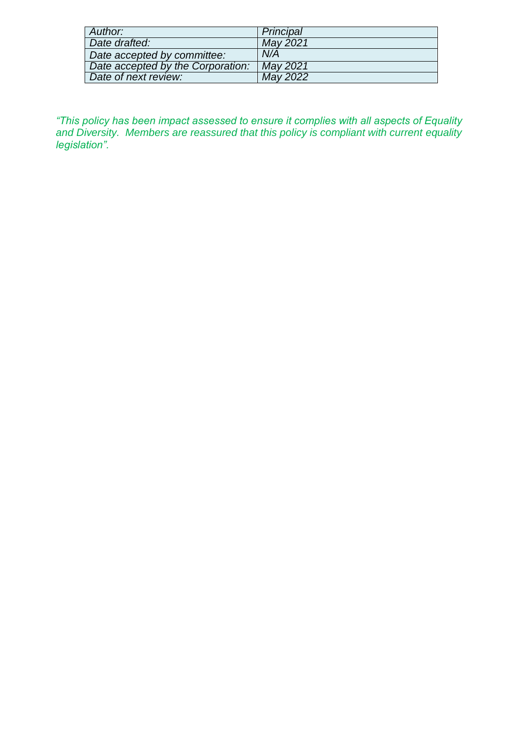| | |
|---|---|
| *Author:* | *Principal* |
| *Date drafted:* | *May 2021* |
| *Date accepted by committee:* | *N/A* |
| *Date accepted by the Corporation:* | *May 2021* |
| *Date of next review:* | *May 2022* |

*"This policy has been impact assessed to ensure it complies with all aspects of Equality and Diversity. Members are reassured that this policy is compliant with current equality legislation".*